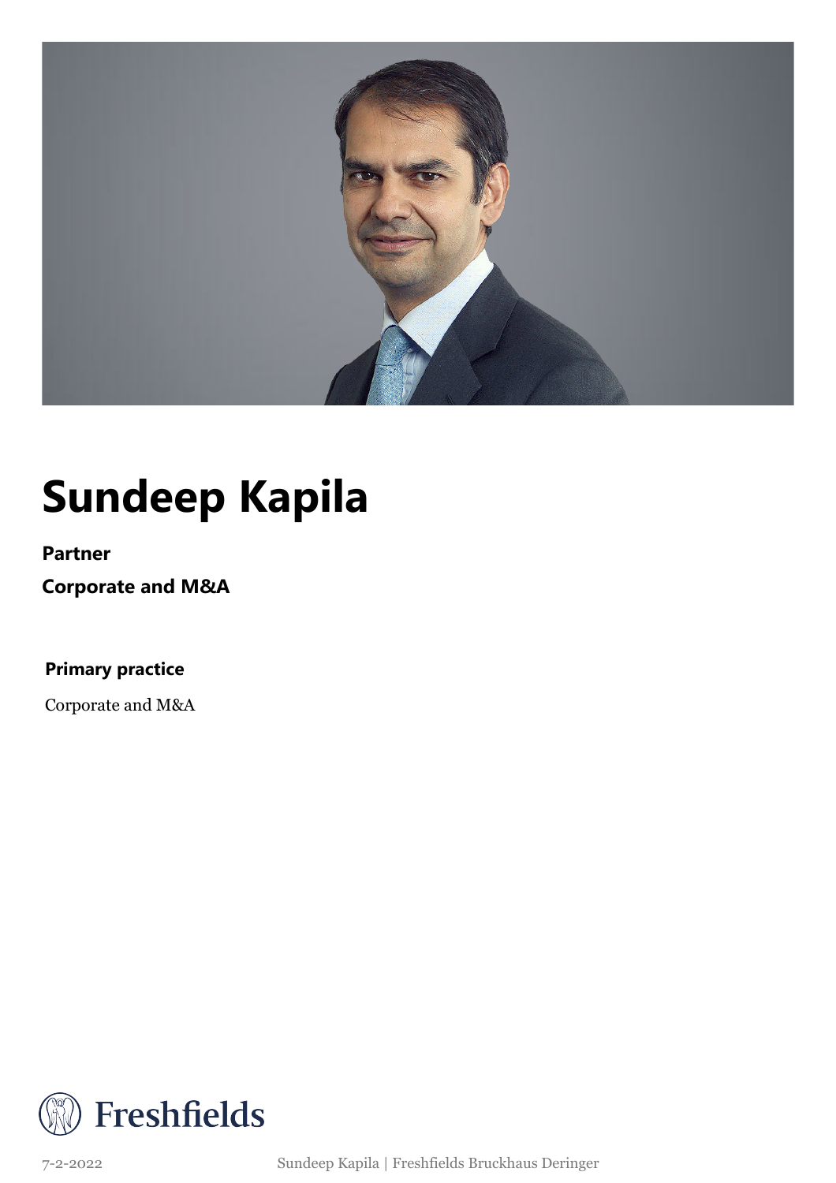# Sundeep Kapila

**Partner**

**Corporate and M&A**

**Primary practice**

Corporate and M&A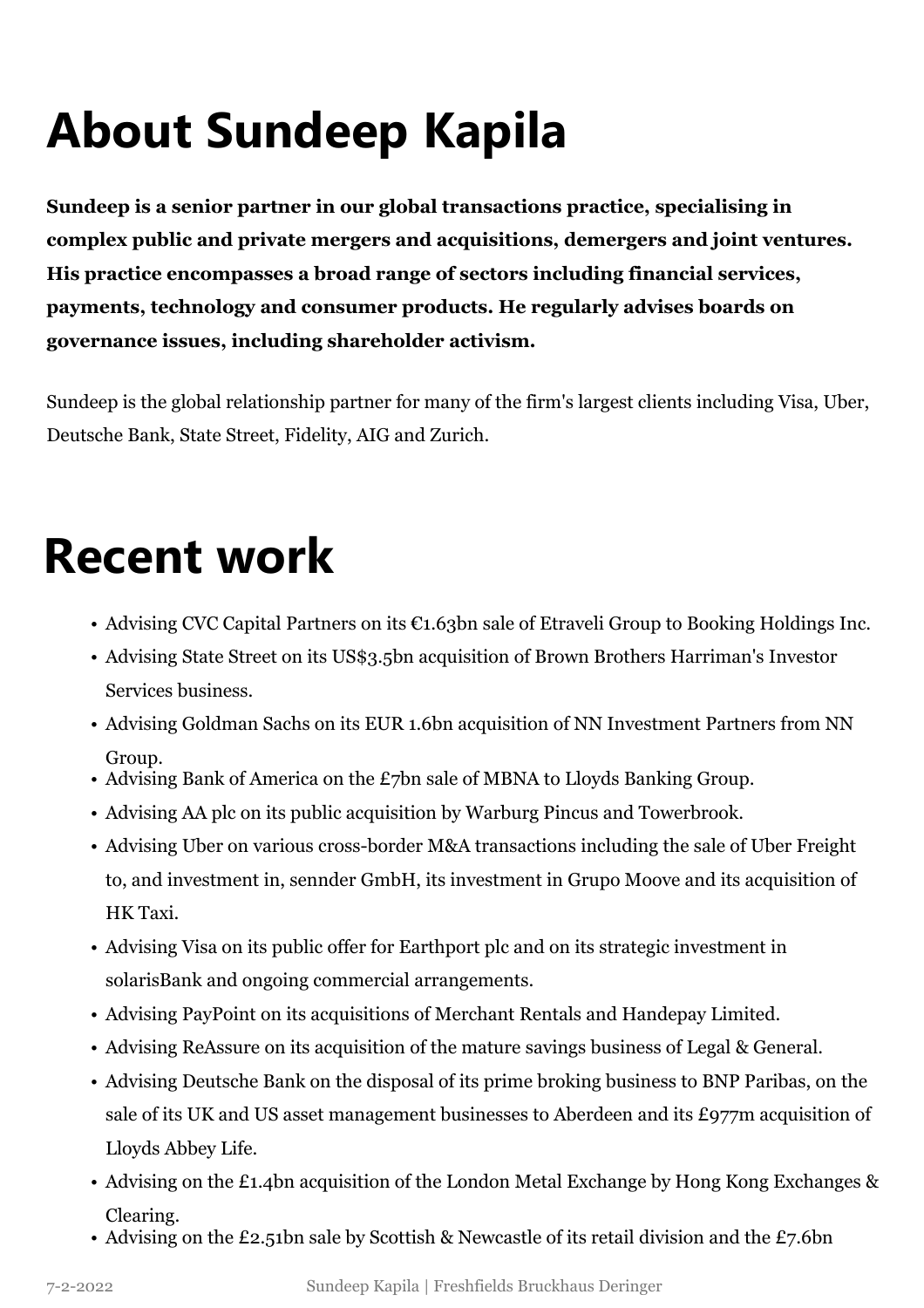# About Sundeep Kapila

**Sundeep is a senior partner in our global transactions practice, specialising in complex public and private mergers and acquisitions, demergers and joint ventures. His practice encompasses a broad range of sectors including financial services, payments, technology and consumer products. He regularly advises boards on governance issues, including shareholder activism.**

Sundeep is the global relationship partner for many of the firm's largest clients including Visa, Uber, Deutsche Bank, State Street, Fidelity, AIG and Zurich.

# Recent work

- Advising CVC Capital Partners on its €1.63bn sale of Etraveli Group to Booking Holdings Inc.
- Advising State Street on its US$3.5bn acquisition of Brown Brothers Harriman's Investor Services business.
- Advising Goldman Sachs on its EUR 1.6bn acquisition of NN Investment Partners from NN Group.
- Advising Bank of America on the £7bn sale of MBNA to Lloyds Banking Group.
- Advising AA plc on its public acquisition by Warburg Pincus and Towerbrook.
- Advising Uber on various cross-border M&A transactions including the sale of Uber Freight to, and investment in, sennder GmbH, its investment in Grupo Moove and its acquisition of HK Taxi.
- Advising Visa on its public offer for Earthport plc and on its strategic investment in solarisBank and ongoing commercial arrangements.
- Advising PayPoint on its acquisitions of Merchant Rentals and Handepay Limited.
- Advising ReAssure on its acquisition of the mature savings business of Legal & General.
- Advising Deutsche Bank on the disposal of its prime broking business to BNP Paribas, on the sale of its UK and US asset management businesses to Aberdeen and its £977m acquisition of Lloyds Abbey Life.
- Advising on the £1.4bn acquisition of the London Metal Exchange by Hong Kong Exchanges & Clearing.
- Advising on the £2.51bn sale by Scottish & Newcastle of its retail division and the £7.6bn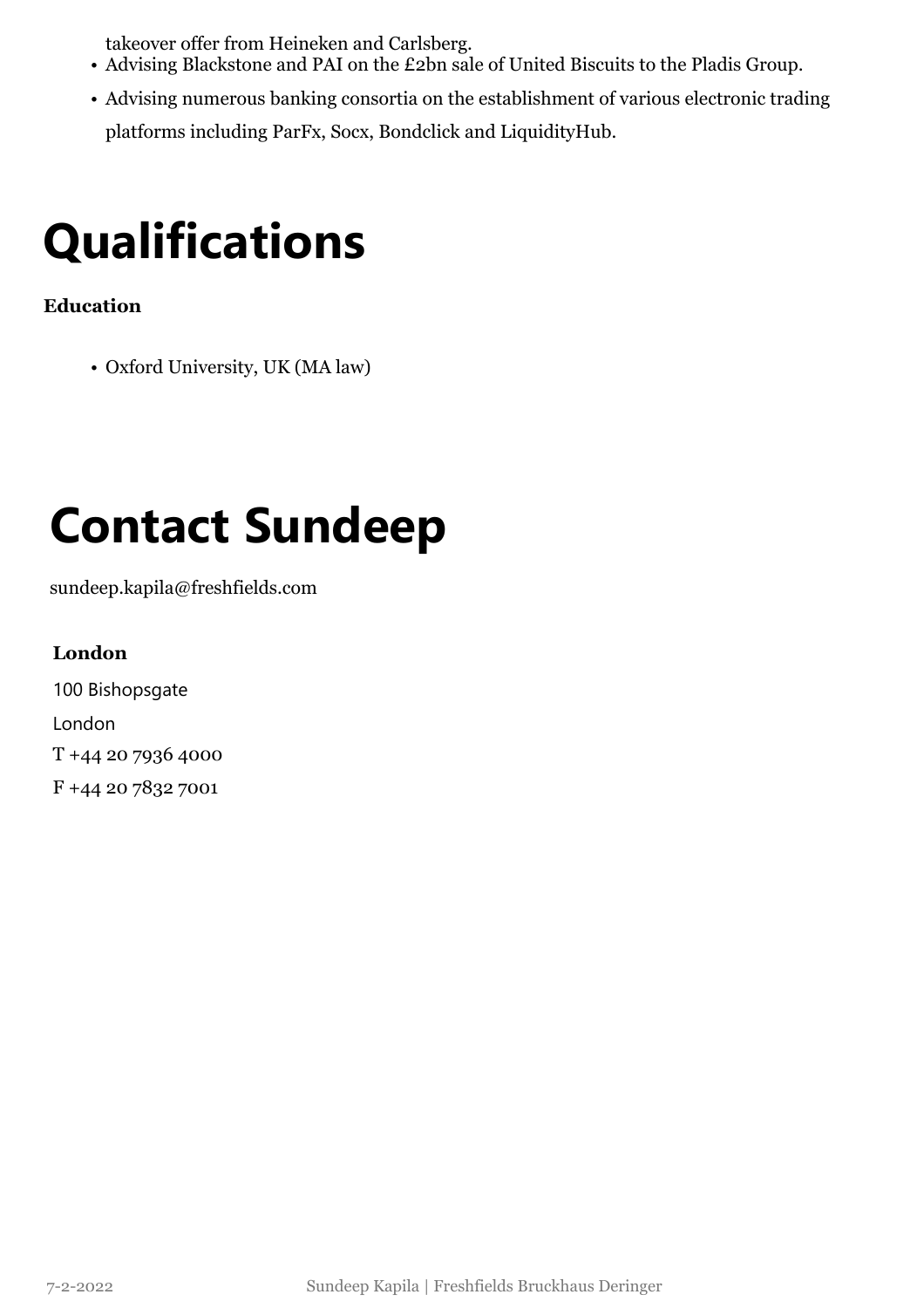takeover offer from Heineken and Carlsberg.

- Advising Blackstone and PAI on the £2bn sale of United Biscuits to the Pladis Group.
- Advising numerous banking consortia on the establishment of various electronic trading platforms including ParFx, Socx, Bondclick and LiquidityHub.

# Qualifications

**Education**

- Oxford University, UK (MA law)

# Contact Sundeep

sundeep.kapila@freshfields.com

**London**

100 Bishopsgate

London

T +44 20 7936 4000

F +44 20 7832 7001